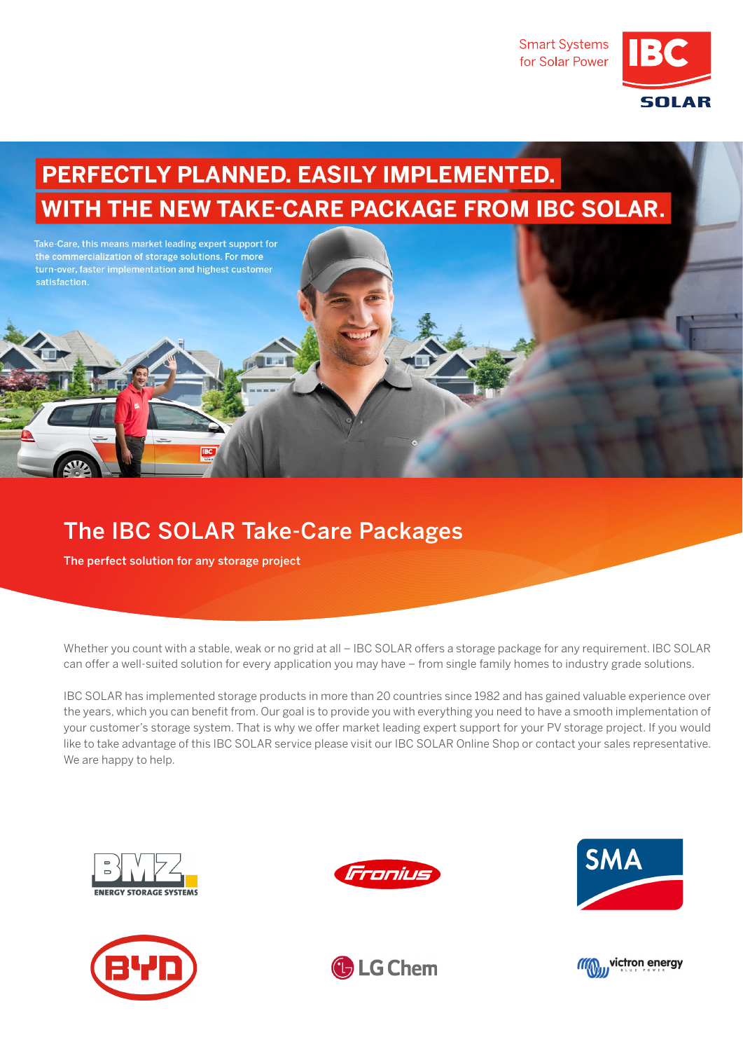Smart Systems for Solar Power

IBC SOLAR

# PERFECTLY PLANNED. EASILY IMPLEMENTED. WITH THE NEW TAKE-CARE PACKAGE FROM IBC SOLAR.

Take-Care, this means market leading expert support for the commercialization of storage solutions. For more turn-over, faster implementation and highest customer satisfaction.

## The IBC SOLAR Take-Care Packages

**The perfect solution for any storage project**

Whether you count with a stable, weak or no grid at all – IBC SOLAR offers a storage package for any requirement. IBC SOLAR can offer a well-suited solution for every application you may have – from single family homes to industry grade solutions.

IBC SOLAR has implemented storage products in more than 20 countries since 1982 and has gained valuable experience over the years, which you can benefit from. Our goal is to provide you with everything you need to have a smooth implementation of your customer's storage system. That is why we offer market leading expert support for your PV storage project. If you would like to take advantage of this IBC SOLAR service please visit our IBC SOLAR Online Shop or contact your sales representative. We are happy to help.

BMZ ENERGY STORAGE SYSTEMS

Fronius

SMA

BYD

LG Chem

victron energy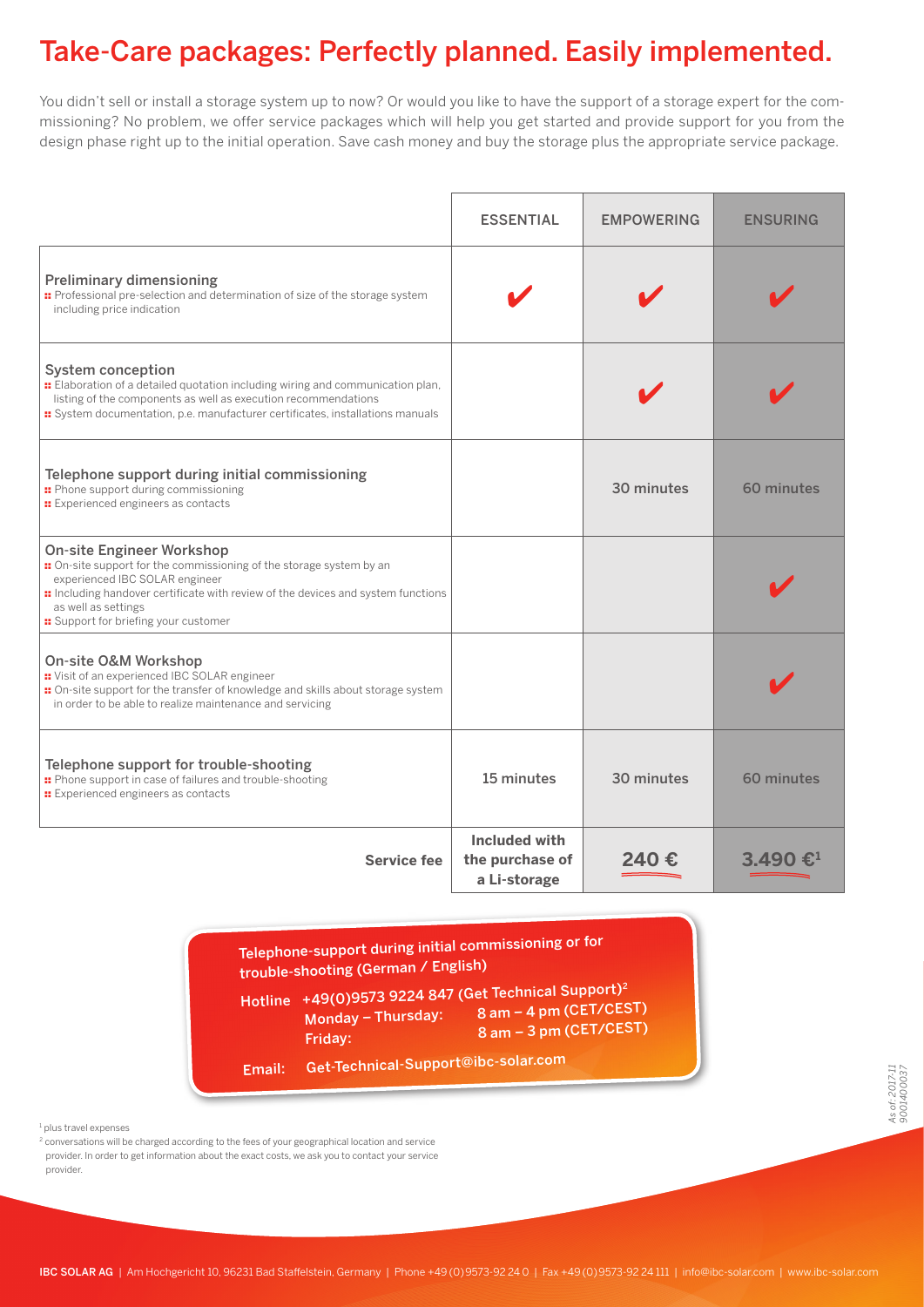# Take-Care packages: Perfectly planned. Easily implemented.

You didn't sell or install a storage system up to now? Or would you like to have the support of a storage expert for the commissioning? No problem, we offer service packages which will help you get started and provide support for you from the design phase right up to the initial operation. Save cash money and buy the storage plus the appropriate service package.

| | ESSENTIAL | EMPOWERING | ENSURING |
|---|---|---|---|
| **Preliminary dimensioning**<br>:: Professional pre-selection and determination of size of the storage system including price indication | ✔ | ✔ | ✔ |
| **System conception**<br>:: Elaboration of a detailed quotation including wiring and communication plan, listing of the components as well as execution recommendations<br>:: System documentation, p.e. manufacturer certificates, installations manuals | | ✔ | ✔ |
| **Telephone support during initial commissioning**<br>:: Phone support during commissioning<br>:: Experienced engineers as contacts | | 30 minutes | 60 minutes |
| **On-site Engineer Workshop**<br>:: On-site support for the commissioning of the storage system by an experienced IBC SOLAR engineer<br>:: Including handover certificate with review of the devices and system functions as well as settings<br>:: Support for briefing your customer | | | ✔ |
| **On-site O&M Workshop**<br>:: Visit of an experienced IBC SOLAR engineer<br>:: On-site support for the transfer of knowledge and skills about storage system in order to be able to realize maintenance and servicing | | | ✔ |
| **Telephone support for trouble-shooting**<br>:: Phone support in case of failures and trouble-shooting<br>:: Experienced engineers as contacts | 15 minutes | 30 minutes | 60 minutes |
| **Service fee** | **Included with the purchase of a Li-storage** | **240 €** | **3.490 €[1]** |

**Telephone-support during initial commissioning or for trouble-shooting (German / English)**

**Hotline** +49(0)9573 9224 847 (Get Technical Support)[2]
Monday – Thursday: 8 am – 4 pm (CET/CEST)
Friday: 8 am – 3 pm (CET/CEST)

**Email:** Get-Technical-Support@ibc-solar.com

As of: 2017-11
9001400037

[1] plus travel expenses

[2] conversations will be charged according to the fees of your geographical location and service provider. In order to get information about the exact costs, we ask you to contact your service provider.

**IBC SOLAR AG** | Am Hochgericht 10, 96231 Bad Staffelstein, Germany | Phone +49 (0) 9573-92 24 0 | Fax +49 (0) 9573-92 24 111 | info@ibc-solar.com | www.ibc-solar.com